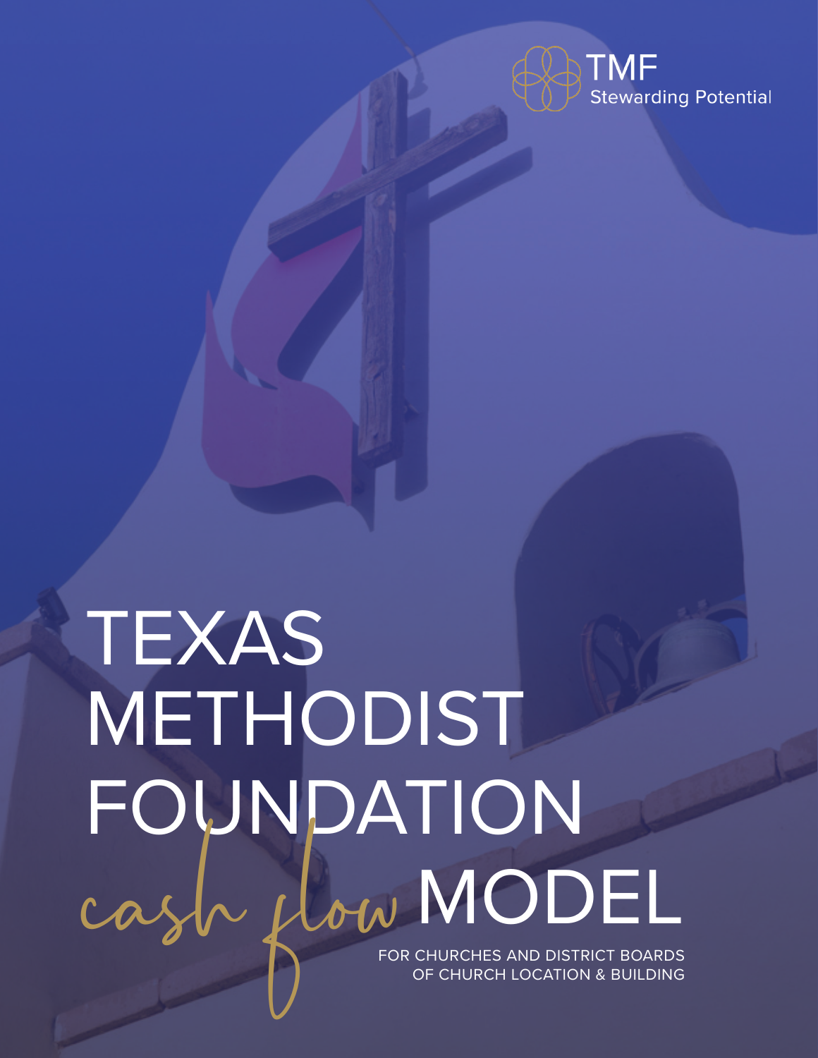TMF
Stewarding Potential

# TEXAS METHODIST FOUNDATION cash flow MODEL

FOR CHURCHES AND DISTRICT BOARDS OF CHURCH LOCATION & BUILDING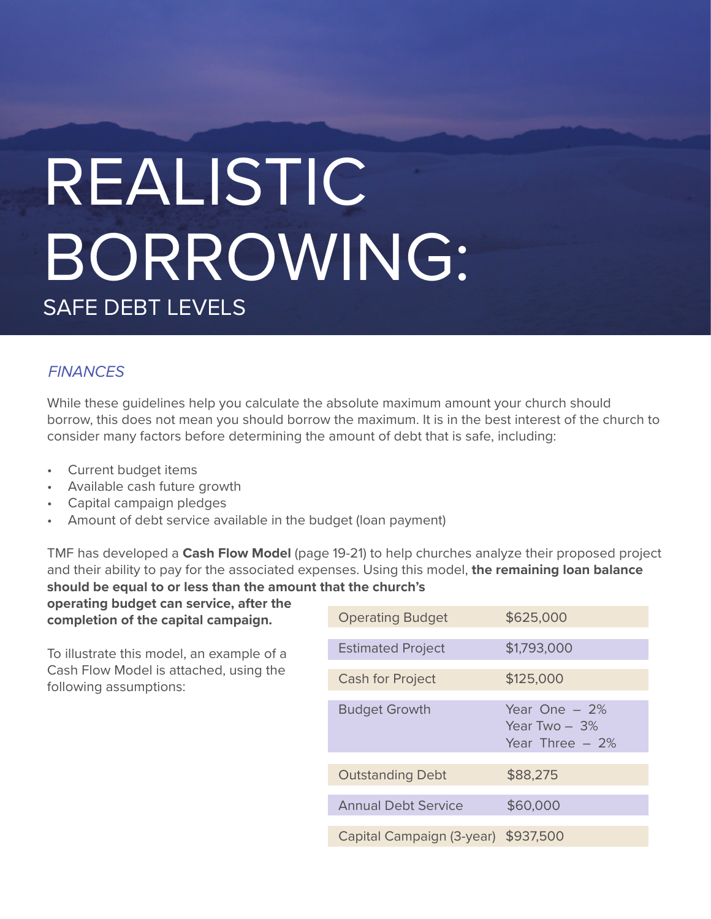# REALISTIC BORROWING:

## SAFE DEBT LEVELS

### *FINANCES*

While these guidelines help you calculate the absolute maximum amount your church should borrow, this does not mean you should borrow the maximum. It is in the best interest of the church to consider many factors before determining the amount of debt that is safe, including:

- Current budget items
- Available cash future growth
- Capital campaign pledges
- Amount of debt service available in the budget (loan payment)

TMF has developed a **Cash Flow Model** (page 19-21) to help churches analyze their proposed project and their ability to pay for the associated expenses. Using this model, **the remaining loan balance should be equal to or less than the amount that the church's operating budget can service, after the completion of the capital campaign.**

To illustrate this model, an example of a Cash Flow Model is attached, using the following assumptions:

| | |
|---|---|
| Operating Budget | $625,000 |
| Estimated Project | $1,793,000 |
| Cash for Project | $125,000 |
| Budget Growth | Year One – 2%<br>Year Two – 3%<br>Year Three – 2% |
| Outstanding Debt | $88,275 |
| Annual Debt Service | $60,000 |
| Capital Campaign (3-year) | $937,500 |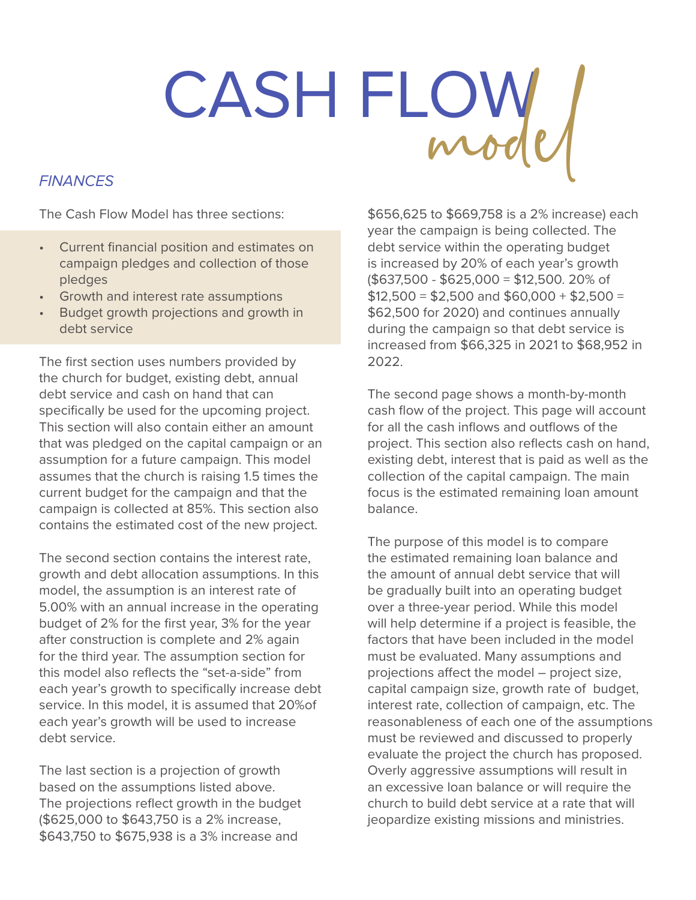# CASH FLOW *model*

## *FINANCES*

The Cash Flow Model has three sections:

- Current financial position and estimates on campaign pledges and collection of those pledges
- Growth and interest rate assumptions
- Budget growth projections and growth in debt service

The first section uses numbers provided by the church for budget, existing debt, annual debt service and cash on hand that can specifically be used for the upcoming project. This section will also contain either an amount that was pledged on the capital campaign or an assumption for a future campaign. This model assumes that the church is raising 1.5 times the current budget for the campaign and that the campaign is collected at 85%. This section also contains the estimated cost of the new project.

The second section contains the interest rate, growth and debt allocation assumptions. In this model, the assumption is an interest rate of 5.00% with an annual increase in the operating budget of 2% for the first year, 3% for the year after construction is complete and 2% again for the third year. The assumption section for this model also reflects the "set-a-side" from each year's growth to specifically increase debt service. In this model, it is assumed that 20%of each year's growth will be used to increase debt service.

The last section is a projection of growth based on the assumptions listed above. The projections reflect growth in the budget ($625,000 to $643,750 is a 2% increase, $643,750 to $675,938 is a 3% increase and $656,625 to $669,758 is a 2% increase) each year the campaign is being collected. The debt service within the operating budget is increased by 20% of each year's growth ($637,500 - $625,000 = $12,500. 20% of $12,500 = $2,500 and $60,000 + $2,500 = $62,500 for 2020) and continues annually during the campaign so that debt service is increased from $66,325 in 2021 to $68,952 in 2022.

The second page shows a month-by-month cash flow of the project. This page will account for all the cash inflows and outflows of the project. This section also reflects cash on hand, existing debt, interest that is paid as well as the collection of the capital campaign. The main focus is the estimated remaining loan amount balance.

The purpose of this model is to compare the estimated remaining loan balance and the amount of annual debt service that will be gradually built into an operating budget over a three-year period. While this model will help determine if a project is feasible, the factors that have been included in the model must be evaluated. Many assumptions and projections affect the model – project size, capital campaign size, growth rate of budget, interest rate, collection of campaign, etc. The reasonableness of each one of the assumptions must be reviewed and discussed to properly evaluate the project the church has proposed. Overly aggressive assumptions will result in an excessive loan balance or will require the church to build debt service at a rate that will jeopardize existing missions and ministries.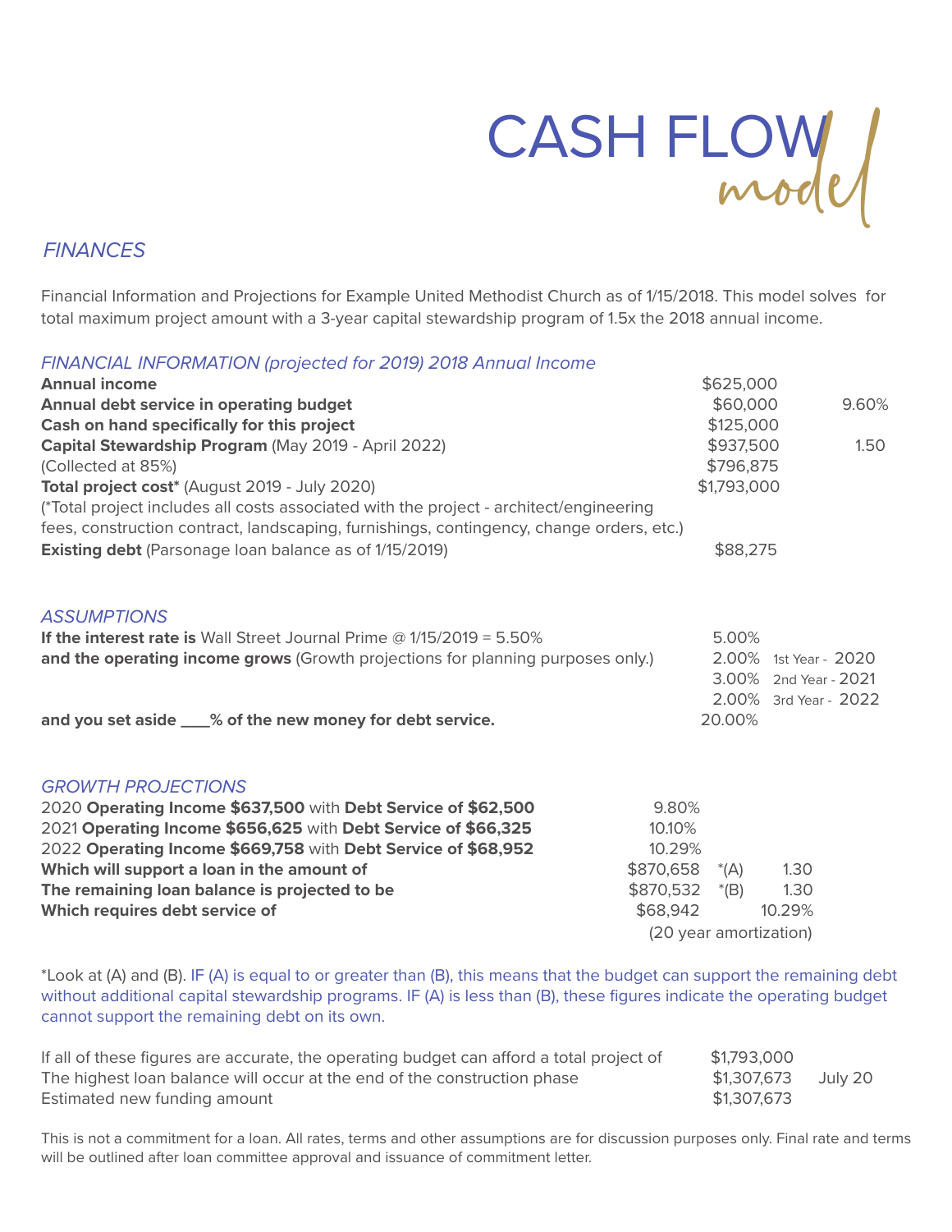# CASH FLOW *model*

## *FINANCES*

Financial Information and Projections for Example United Methodist Church as of 1/15/2018. This model solves for total maximum project amount with a 3-year capital stewardship program of 1.5x the 2018 annual income.

### *FINANCIAL INFORMATION (projected for 2019) 2018 Annual Income*

| | | |
|---|---|---|
| **Annual income** | $625,000 | |
| **Annual debt service in operating budget** | $60,000 | 9.60% |
| **Cash on hand specifically for this project** | $125,000 | |
| **Capital Stewardship Program** (May 2019 - April 2022) | $937,500 | 1.50 |
| (Collected at 85%) | $796,875 | |
| **Total project cost*** (August 2019 - July 2020) | $1,793,000 | |
| (*Total project includes all costs associated with the project - architect/engineering fees, construction contract, landscaping, furnishings, contingency, change orders, etc.) | | |
| **Existing debt** (Parsonage loan balance as of 1/15/2019) | $88,275 | |

### *ASSUMPTIONS*

| | | |
|---|---|---|
| **If the interest rate is** Wall Street Journal Prime @ 1/15/2019 = 5.50% | 5.00% | |
| **and the operating income grows** (Growth projections for planning purposes only.) | 2.00% | 1st Year - 2020 |
| | 3.00% | 2nd Year - 2021 |
| | 2.00% | 3rd Year - 2022 |
| **and you set aside ___% of the new money for debt service.** | 20.00% | |

### *GROWTH PROJECTIONS*

| | | | |
|---|---|---|---|
| 2020 **Operating Income $637,500** with **Debt Service of $62,500** | 9.80% | | |
| 2021 **Operating Income $656,625** with **Debt Service of $66,325** | 10.10% | | |
| 2022 **Operating Income $669,758** with **Debt Service of $68,952** | 10.29% | | |
| **Which will support a loan in the amount of** | $870,658 | *(A) | 1.30 |
| **The remaining loan balance is projected to be** | $870,532 | *(B) | 1.30 |
| **Which requires debt service of** | $68,942 | | 10.29% |
| | (20 year amortization) | | |

*Look at (A) and (B). IF (A) is equal to or greater than (B), this means that the budget can support the remaining debt without additional capital stewardship programs. IF (A) is less than (B), these figures indicate the operating budget cannot support the remaining debt on its own.

| | | |
|---|---|---|
| If all of these figures are accurate, the operating budget can afford a total project of | $1,793,000 | |
| The highest loan balance will occur at the end of the construction phase | $1,307,673 | July 20 |
| Estimated new funding amount | $1,307,673 | |

This is not a commitment for a loan. All rates, terms and other assumptions are for discussion purposes only. Final rate and terms will be outlined after loan committee approval and issuance of commitment letter.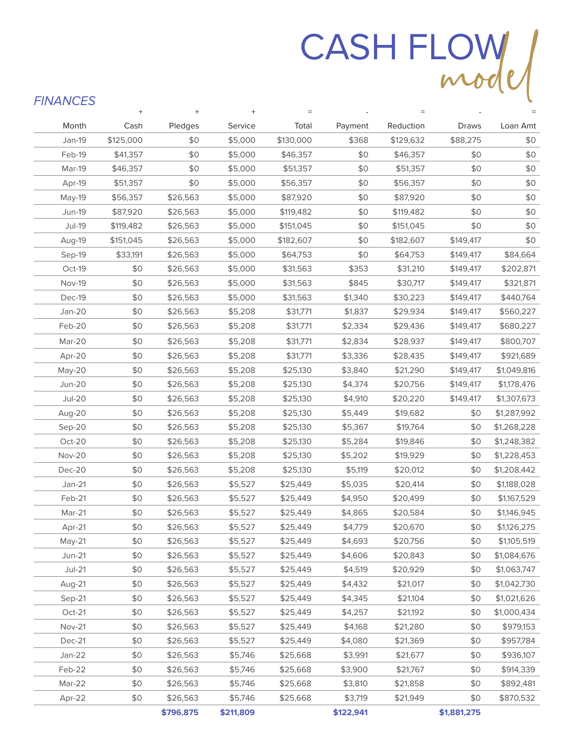# CASH FLOW *model*

*FINANCES*

| | + | + | + | = | - | = | - | = |
|---|---|---|---|---|---|---|---|---|
| Month | Cash | Pledges | Service | Total | Payment | Reduction | Draws | Loan Amt |
| Jan-19 | $125,000 | $0 | $5,000 | $130,000 | $368 | $129,632 | $88,275 | $0 |
| Feb-19 | $41,357 | $0 | $5,000 | $46,357 | $0 | $46,357 | $0 | $0 |
| Mar-19 | $46,357 | $0 | $5,000 | $51,357 | $0 | $51,357 | $0 | $0 |
| Apr-19 | $51,357 | $0 | $5,000 | $56,357 | $0 | $56,357 | $0 | $0 |
| May-19 | $56,357 | $26,563 | $5,000 | $87,920 | $0 | $87,920 | $0 | $0 |
| Jun-19 | $87,920 | $26,563 | $5,000 | $119,482 | $0 | $119,482 | $0 | $0 |
| Jul-19 | $119,482 | $26,563 | $5,000 | $151,045 | $0 | $151,045 | $0 | $0 |
| Aug-19 | $151,045 | $26,563 | $5,000 | $182,607 | $0 | $182,607 | $149,417 | $0 |
| Sep-19 | $33,191 | $26,563 | $5,000 | $64,753 | $0 | $64,753 | $149,417 | $84,664 |
| Oct-19 | $0 | $26,563 | $5,000 | $31,563 | $353 | $31,210 | $149,417 | $202,871 |
| Nov-19 | $0 | $26,563 | $5,000 | $31,563 | $845 | $30,717 | $149,417 | $321,871 |
| Dec-19 | $0 | $26,563 | $5,000 | $31,563 | $1,340 | $30,223 | $149,417 | $440,764 |
| Jan-20 | $0 | $26,563 | $5,208 | $31,771 | $1,837 | $29,934 | $149,417 | $560,227 |
| Feb-20 | $0 | $26,563 | $5,208 | $31,771 | $2,334 | $29,436 | $149,417 | $680,227 |
| Mar-20 | $0 | $26,563 | $5,208 | $31,771 | $2,834 | $28,937 | $149,417 | $800,707 |
| Apr-20 | $0 | $26,563 | $5,208 | $31,771 | $3,336 | $28,435 | $149,417 | $921,689 |
| May-20 | $0 | $26,563 | $5,208 | $25,130 | $3,840 | $21,290 | $149,417 | $1,049,816 |
| Jun-20 | $0 | $26,563 | $5,208 | $25,130 | $4,374 | $20,756 | $149,417 | $1,178,476 |
| Jul-20 | $0 | $26,563 | $5,208 | $25,130 | $4,910 | $20,220 | $149,417 | $1,307,673 |
| Aug-20 | $0 | $26,563 | $5,208 | $25,130 | $5,449 | $19,682 | $0 | $1,287,992 |
| Sep-20 | $0 | $26,563 | $5,208 | $25,130 | $5,367 | $19,764 | $0 | $1,268,228 |
| Oct-20 | $0 | $26,563 | $5,208 | $25,130 | $5,284 | $19,846 | $0 | $1,248,382 |
| Nov-20 | $0 | $26,563 | $5,208 | $25,130 | $5,202 | $19,929 | $0 | $1,228,453 |
| Dec-20 | $0 | $26,563 | $5,208 | $25,130 | $5,119 | $20,012 | $0 | $1,208,442 |
| Jan-21 | $0 | $26,563 | $5,527 | $25,449 | $5,035 | $20,414 | $0 | $1,188,028 |
| Feb-21 | $0 | $26,563 | $5,527 | $25,449 | $4,950 | $20,499 | $0 | $1,167,529 |
| Mar-21 | $0 | $26,563 | $5,527 | $25,449 | $4,865 | $20,584 | $0 | $1,146,945 |
| Apr-21 | $0 | $26,563 | $5,527 | $25,449 | $4,779 | $20,670 | $0 | $1,126,275 |
| May-21 | $0 | $26,563 | $5,527 | $25,449 | $4,693 | $20,756 | $0 | $1,105,519 |
| Jun-21 | $0 | $26,563 | $5,527 | $25,449 | $4,606 | $20,843 | $0 | $1,084,676 |
| Jul-21 | $0 | $26,563 | $5,527 | $25,449 | $4,519 | $20,929 | $0 | $1,063,747 |
| Aug-21 | $0 | $26,563 | $5,527 | $25,449 | $4,432 | $21,017 | $0 | $1,042,730 |
| Sep-21 | $0 | $26,563 | $5,527 | $25,449 | $4,345 | $21,104 | $0 | $1,021,626 |
| Oct-21 | $0 | $26,563 | $5,527 | $25,449 | $4,257 | $21,192 | $0 | $1,000,434 |
| Nov-21 | $0 | $26,563 | $5,527 | $25,449 | $4,168 | $21,280 | $0 | $979,153 |
| Dec-21 | $0 | $26,563 | $5,527 | $25,449 | $4,080 | $21,369 | $0 | $957,784 |
| Jan-22 | $0 | $26,563 | $5,746 | $25,668 | $3,991 | $21,677 | $0 | $936,107 |
| Feb-22 | $0 | $26,563 | $5,746 | $25,668 | $3,900 | $21,767 | $0 | $914,339 |
| Mar-22 | $0 | $26,563 | $5,746 | $25,668 | $3,810 | $21,858 | $0 | $892,481 |
| Apr-22 | $0 | $26,563 | $5,746 | $25,668 | $3,719 | $21,949 | $0 | $870,532 |
| | | **$796,875** | **$211,809** | | **$122,941** | | **$1,881,275** | |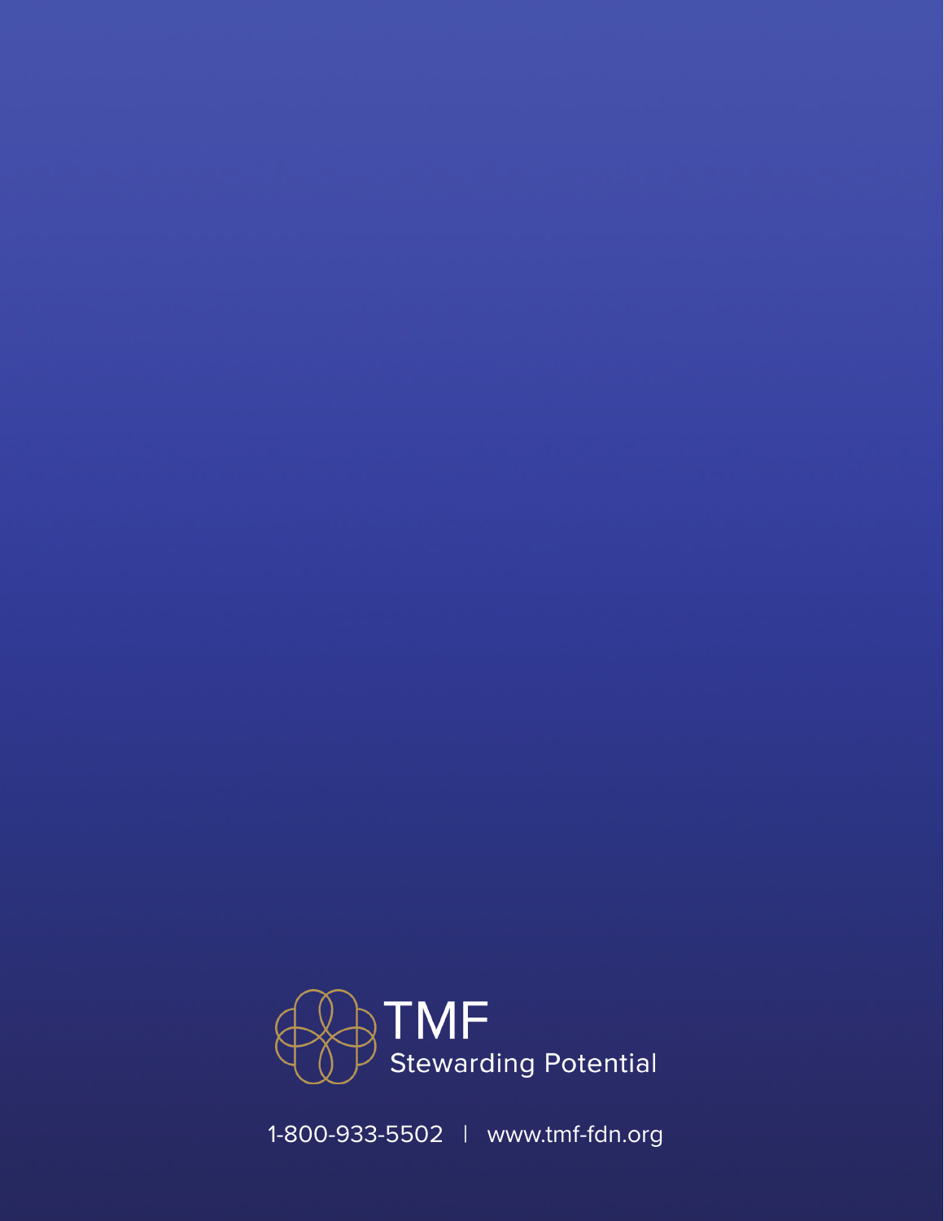TMF
Stewarding Potential

1-800-933-5502 | www.tmf-fdn.org